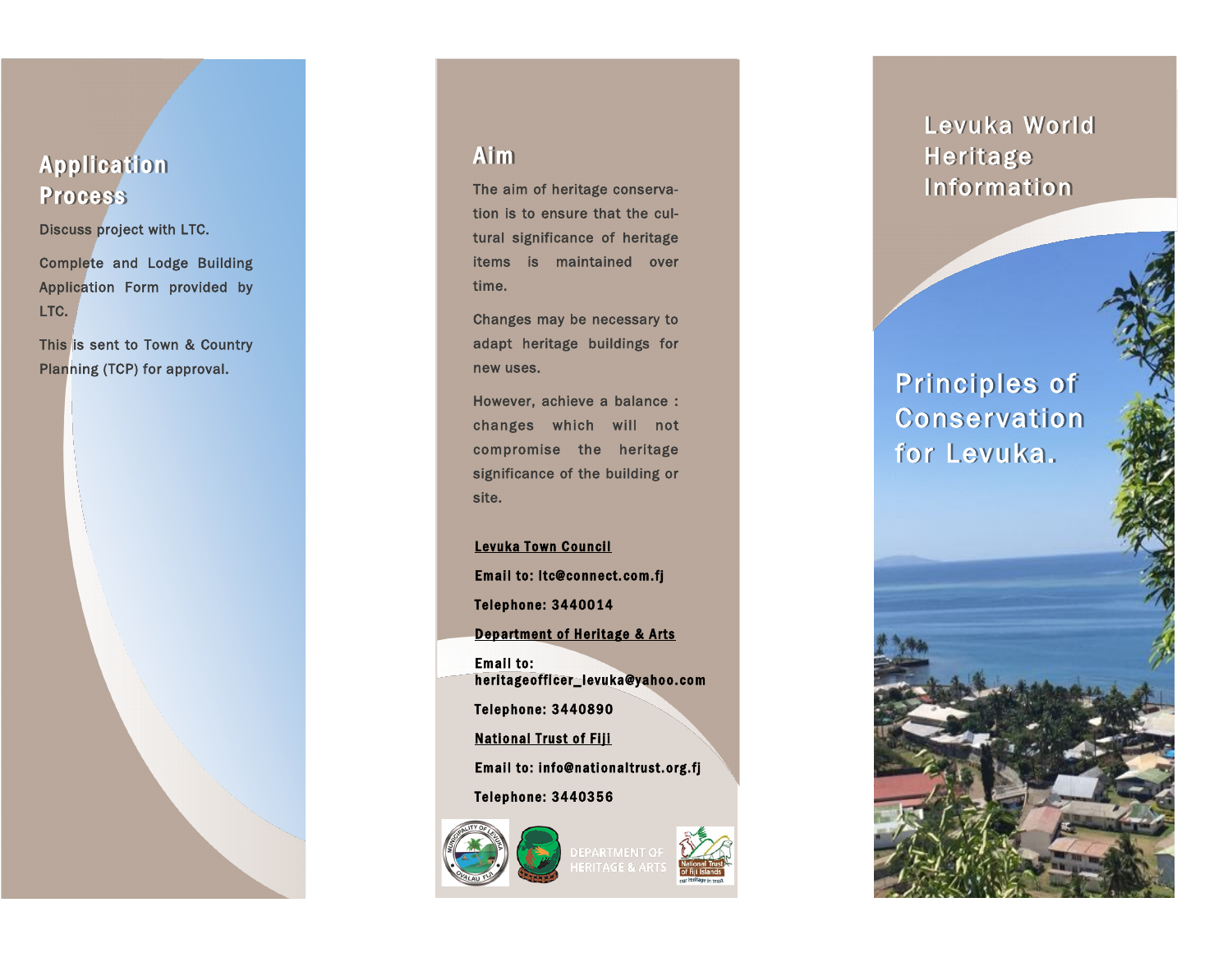## Application Process

Discuss project with LTC.

Complete and Lodge Building Application Form provided by LTC.

This is sent to Town & Country Planning (TCP) for approval.

## Aim

The aim of heritage conservation is to ensure that the cultural significance of heritage items is maintained over time.

Changes may be necessary to adapt heritage buildings for new uses.

However, achieve a balance : changes which will not compromise the heritage significance of the building or site.

**Levuka Town Council**

**Email to: ltc@connect.com.fj**

**Telephone: 3440014**

**Department of Heritage & Arts**

**Email to: heritageofficer_levuka@yahoo.com**

**Telephone: 3440890**

**National Trust of Fiji**

**Email to: info@nationaltrust.org.fj**

**Telephone: 3440356**

DEPARTMENT OF HERITAGE & ARTS

# Levuka World Heritage Information

# Principles of Conservation for Levuka.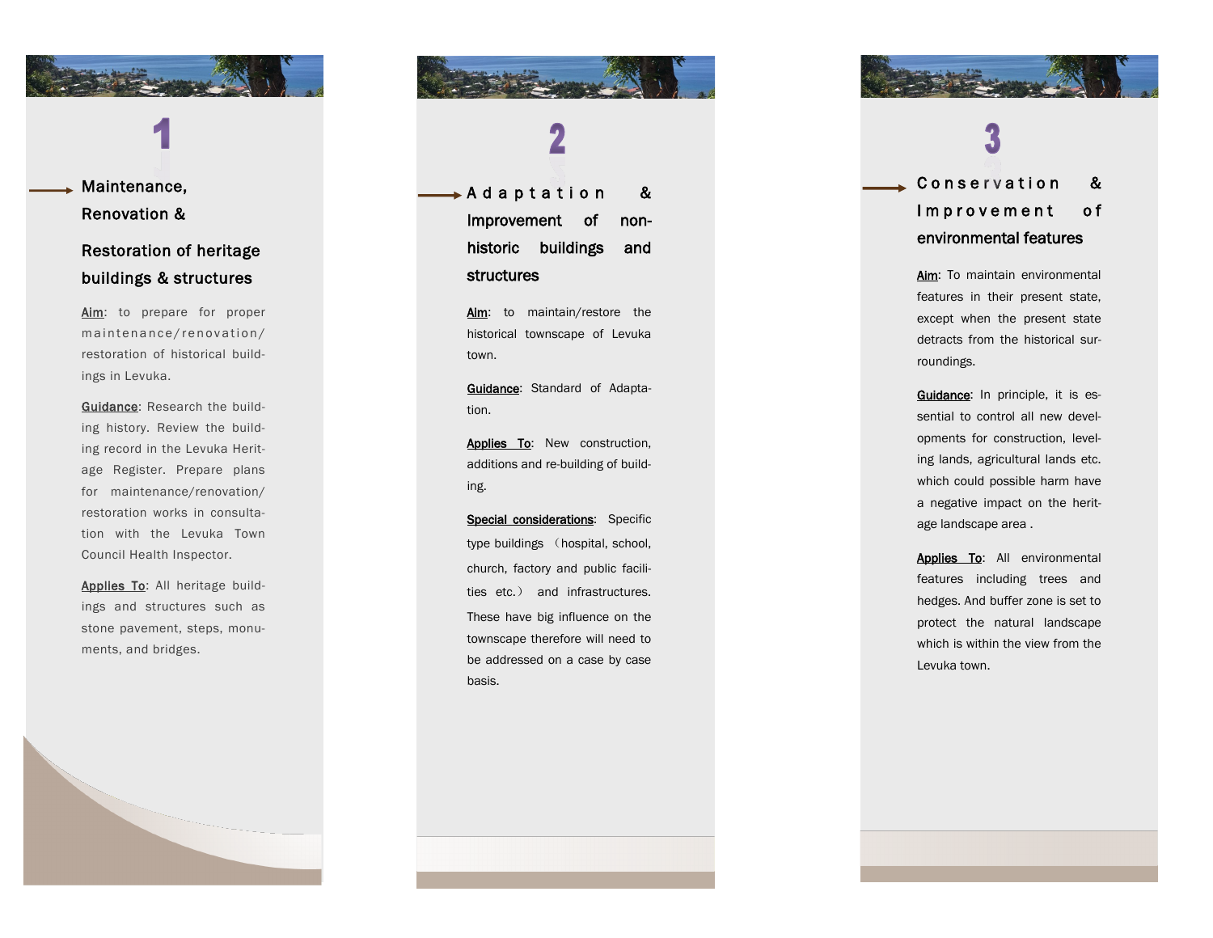## 1

## Maintenance, Renovation & Restoration of heritage buildings & structures

Aim: to prepare for proper maintenance/renovation/restoration of historical buildings in Levuka.

Guidance: Research the building history. Review the building record in the Levuka Heritage Register. Prepare plans for maintenance/renovation/restoration works in consultation with the Levuka Town Council Health Inspector.

Applies To: All heritage buildings and structures such as stone pavement, steps, monuments, and bridges.

## 2

## Adaptation & Improvement of non-historic buildings and structures

Aim: to maintain/restore the historical townscape of Levuka town.

Guidance: Standard of Adaptation.

Applies To: New construction, additions and re-building of building.

Special considerations: Specific type buildings （hospital, school, church, factory and public facilities etc.） and infrastructures. These have big influence on the townscape therefore will need to be addressed on a case by case basis.

## 3

## Conservation & Improvement of environmental features

Aim: To maintain environmental features in their present state, except when the present state detracts from the historical surroundings.

Guidance: In principle, it is essential to control all new developments for construction, leveling lands, agricultural lands etc. which could possible harm have a negative impact on the heritage landscape area .

Applies To: All environmental features including trees and hedges. And buffer zone is set to protect the natural landscape which is within the view from the Levuka town.